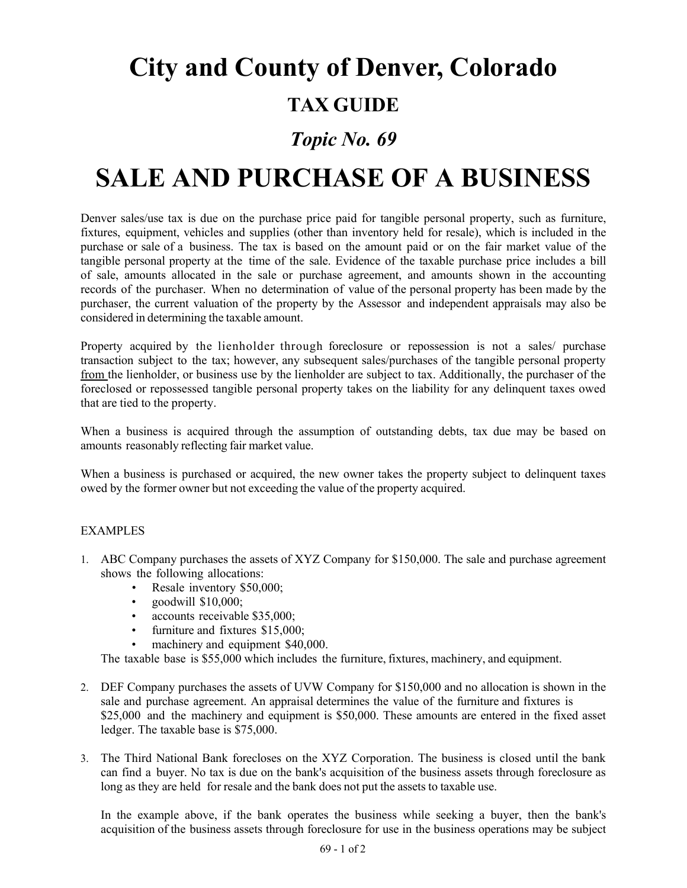# City and County of Denver, Colorado

## TAX GUIDE

### *Topic No. 69*

# SALE AND PURCHASE OF A BUSINESS

Denver sales/use tax is due on the purchase price paid for tangible personal property, such as furniture, fixtures, equipment, vehicles and supplies (other than inventory held for resale), which is included in the purchase or sale of a business. The tax is based on the amount paid or on the fair market value of the tangible personal property at the time of the sale. Evidence of the taxable purchase price includes a bill of sale, amounts allocated in the sale or purchase agreement, and amounts shown in the accounting records of the purchaser. When no determination of value of the personal property has been made by the purchaser, the current valuation of the property by the Assessor and independent appraisals may also be considered in determining the taxable amount.

Property acquired by the lienholder through foreclosure or repossession is not a sales/ purchase transaction subject to the tax; however, any subsequent sales/purchases of the tangible personal property <u>from</u> the lienholder, or business use by the lienholder are subject to tax. Additionally, the purchaser of the foreclosed or repossessed tangible personal property takes on the liability for any delinquent taxes owed that are tied to the property.

When a business is acquired through the assumption of outstanding debts, tax due may be based on amounts reasonably reflecting fair market value.

When a business is purchased or acquired, the new owner takes the property subject to delinquent taxes owed by the former owner but not exceeding the value of the property acquired.

EXAMPLES

1. ABC Company purchases the assets of XYZ Company for $150,000. The sale and purchase agreement shows the following allocations:
   - Resale inventory $50,000;
   - goodwill $10,000;
   - accounts receivable $35,000;
   - furniture and fixtures $15,000;
   - machinery and equipment $40,000.

   The taxable base is $55,000 which includes the furniture, fixtures, machinery, and equipment.

2. DEF Company purchases the assets of UVW Company for $150,000 and no allocation is shown in the sale and purchase agreement. An appraisal determines the value of the furniture and fixtures is $25,000 and the machinery and equipment is $50,000. These amounts are entered in the fixed asset ledger. The taxable base is $75,000.

3. The Third National Bank forecloses on the XYZ Corporation. The business is closed until the bank can find a buyer. No tax is due on the bank's acquisition of the business assets through foreclosure as long as they are held for resale and the bank does not put the assets to taxable use.

   In the example above, if the bank operates the business while seeking a buyer, then the bank's acquisition of the business assets through foreclosure for use in the business operations may be subject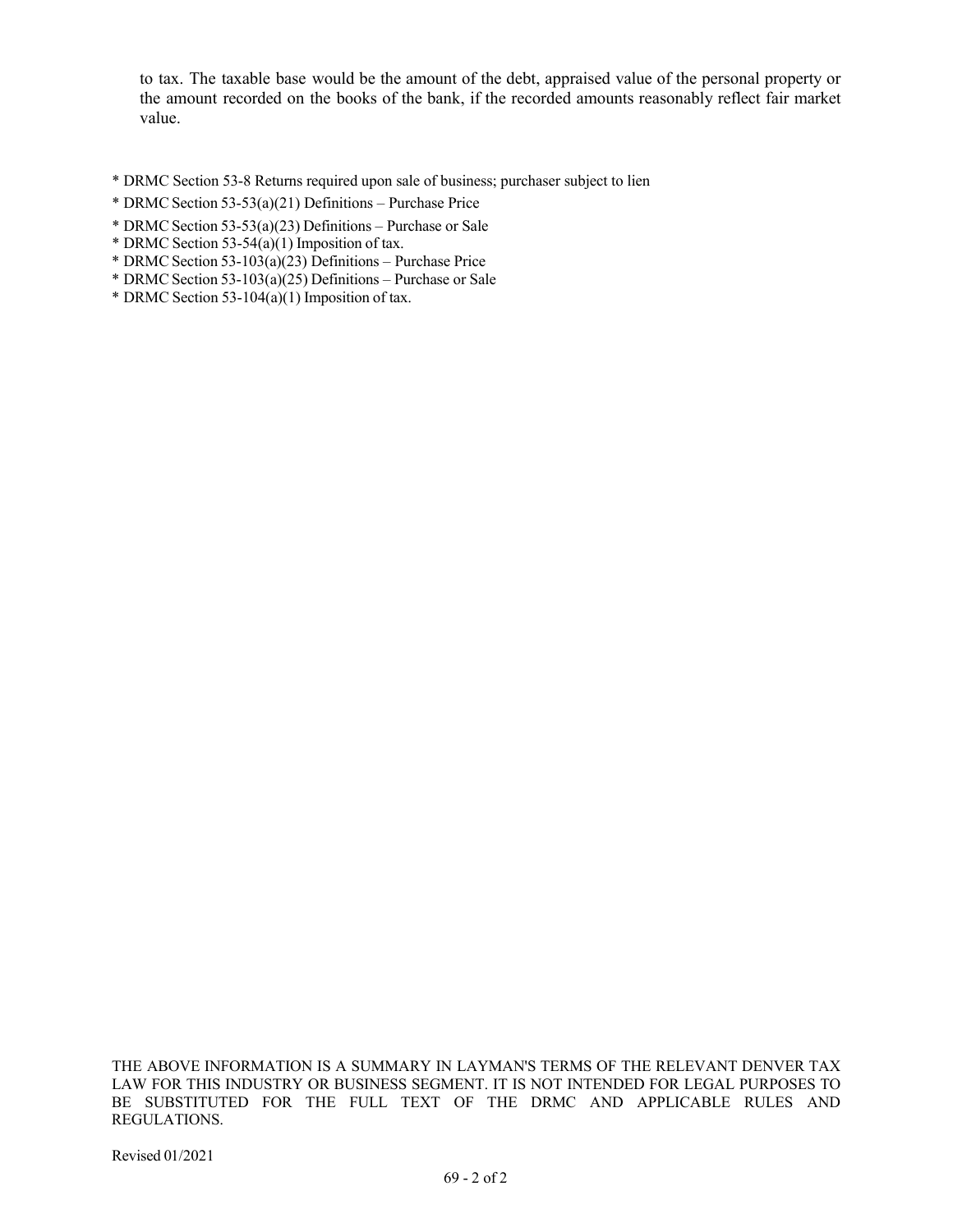to tax. The taxable base would be the amount of the debt, appraised value of the personal property or the amount recorded on the books of the bank, if the recorded amounts reasonably reflect fair market value.

* DRMC Section 53-8 Returns required upon sale of business; purchaser subject to lien
* DRMC Section 53-53(a)(21) Definitions – Purchase Price
* DRMC Section 53-53(a)(23) Definitions – Purchase or Sale
* DRMC Section 53-54(a)(1) Imposition of tax.
* DRMC Section 53-103(a)(23) Definitions – Purchase Price
* DRMC Section 53-103(a)(25) Definitions – Purchase or Sale
* DRMC Section 53-104(a)(1) Imposition of tax.

THE ABOVE INFORMATION IS A SUMMARY IN LAYMAN'S TERMS OF THE RELEVANT DENVER TAX LAW FOR THIS INDUSTRY OR BUSINESS SEGMENT. IT IS NOT INTENDED FOR LEGAL PURPOSES TO BE SUBSTITUTED FOR THE FULL TEXT OF THE DRMC AND APPLICABLE RULES AND REGULATIONS.

Revised 01/2021